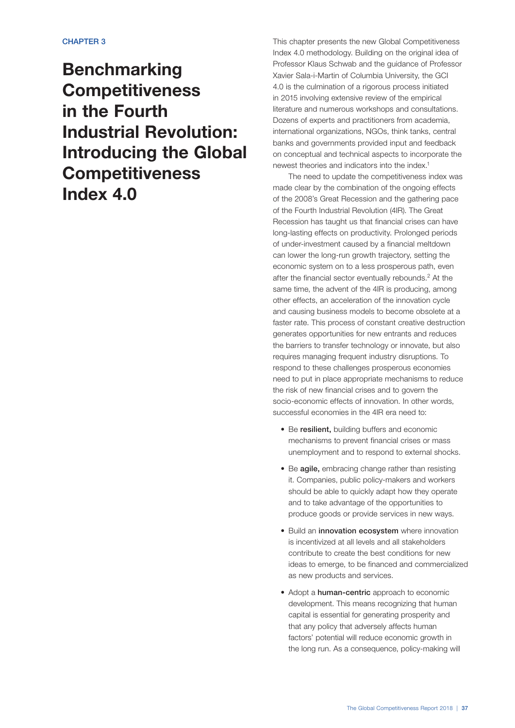CHAPTER 3

# Benchmarking Competitiveness in the Fourth Industrial Revolution: Introducing the Global Competitiveness Index 4.0

This chapter presents the new Global Competitiveness Index 4.0 methodology. Building on the original idea of Professor Klaus Schwab and the guidance of Professor Xavier Sala-i-Martin of Columbia University, the GCI 4.0 is the culmination of a rigorous process initiated in 2015 involving extensive review of the empirical literature and numerous workshops and consultations. Dozens of experts and practitioners from academia, international organizations, NGOs, think tanks, central banks and governments provided input and feedback on conceptual and technical aspects to incorporate the newest theories and indicators into the index.[1]

The need to update the competitiveness index was made clear by the combination of the ongoing effects of the 2008's Great Recession and the gathering pace of the Fourth Industrial Revolution (4IR). The Great Recession has taught us that financial crises can have long-lasting effects on productivity. Prolonged periods of under-investment caused by a financial meltdown can lower the long-run growth trajectory, setting the economic system on to a less prosperous path, even after the financial sector eventually rebounds.[2] At the same time, the advent of the 4IR is producing, among other effects, an acceleration of the innovation cycle and causing business models to become obsolete at a faster rate. This process of constant creative destruction generates opportunities for new entrants and reduces the barriers to transfer technology or innovate, but also requires managing frequent industry disruptions. To respond to these challenges prosperous economies need to put in place appropriate mechanisms to reduce the risk of new financial crises and to govern the socio-economic effects of innovation. In other words, successful economies in the 4IR era need to:

- Be **resilient,** building buffers and economic mechanisms to prevent financial crises or mass unemployment and to respond to external shocks.
- Be **agile,** embracing change rather than resisting it. Companies, public policy-makers and workers should be able to quickly adapt how they operate and to take advantage of the opportunities to produce goods or provide services in new ways.
- Build an **innovation ecosystem** where innovation is incentivized at all levels and all stakeholders contribute to create the best conditions for new ideas to emerge, to be financed and commercialized as new products and services.
- Adopt a **human-centric** approach to economic development. This means recognizing that human capital is essential for generating prosperity and that any policy that adversely affects human factors' potential will reduce economic growth in the long run. As a consequence, policy-making will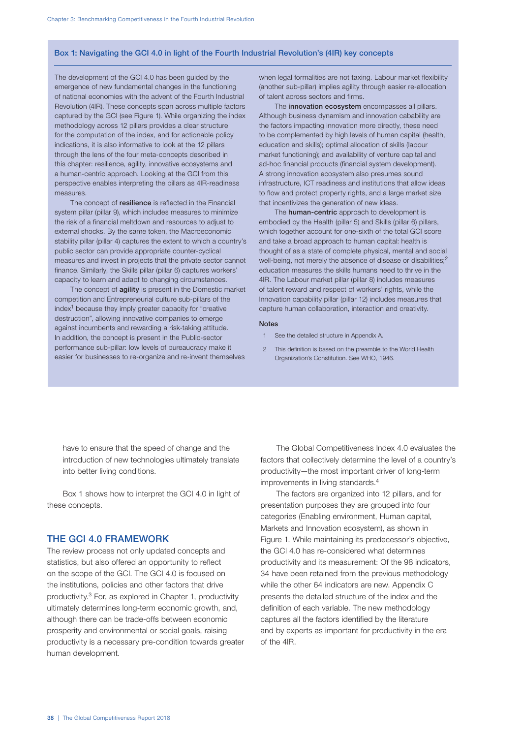### Box 1: Navigating the GCI 4.0 in light of the Fourth Industrial Revolution's (4IR) key concepts

The development of the GCI 4.0 has been guided by the emergence of new fundamental changes in the functioning of national economies with the advent of the Fourth Industrial Revolution (4IR). These concepts span across multiple factors captured by the GCI (see Figure 1). While organizing the index methodology across 12 pillars provides a clear structure for the computation of the index, and for actionable policy indications, it is also informative to look at the 12 pillars through the lens of the four meta-concepts described in this chapter: resilience, agility, innovative ecosystems and a human-centric approach. Looking at the GCI from this perspective enables interpreting the pillars as 4IR-readiness measures.

The concept of **resilience** is reflected in the Financial system pillar (pillar 9), which includes measures to minimize the risk of a financial meltdown and resources to adjust to external shocks. By the same token, the Macroeconomic stability pillar (pillar 4) captures the extent to which a country's public sector can provide appropriate counter-cyclical measures and invest in projects that the private sector cannot finance. Similarly, the Skills pillar (pillar 6) captures workers' capacity to learn and adapt to changing circumstances.

The concept of **agility** is present in the Domestic market competition and Entrepreneurial culture sub-pillars of the index[1] because they imply greater capacity for "creative destruction", allowing innovative companies to emerge against incumbents and rewarding a risk-taking attitude. In addition, the concept is present in the Public-sector performance sub-pillar: low levels of bureaucracy make it easier for businesses to re-organize and re-invent themselves when legal formalities are not taxing. Labour market flexibility (another sub-pillar) implies agility through easier re-allocation of talent across sectors and firms.

The **innovation ecosystem** encompasses all pillars. Although business dynamism and innovation capability are the factors impacting innovation more directly, these need to be complemented by high levels of human capital (health, education and skills); optimal allocation of skills (labour market functioning); and availability of venture capital and ad-hoc financial products (financial system development). A strong innovation ecosystem also presumes sound infrastructure, ICT readiness and institutions that allow ideas to flow and protect property rights, and a large market size that incentivizes the generation of new ideas.

The **human-centric** approach to development is embodied by the Health (pillar 5) and Skills (pillar 6) pillars, which together account for one-sixth of the total GCI score and take a broad approach to human capital: health is thought of as a state of complete physical, mental and social well-being, not merely the absence of disease or disabilities;[2] education measures the skills humans need to thrive in the 4IR. The Labour market pillar (pillar 8) includes measures of talent reward and respect of workers' rights, while the Innovation capability pillar (pillar 12) includes measures that capture human collaboration, interaction and creativity.

#### Notes

1. See the detailed structure in Appendix A.
2. This definition is based on the preamble to the World Health Organization's Constitution. See WHO, 1946.

have to ensure that the speed of change and the introduction of new technologies ultimately translate into better living conditions.

Box 1 shows how to interpret the GCI 4.0 in light of these concepts.

## THE GCI 4.0 FRAMEWORK

The review process not only updated concepts and statistics, but also offered an opportunity to reflect on the scope of the GCI. The GCI 4.0 is focused on the institutions, policies and other factors that drive productivity.[3] For, as explored in Chapter 1, productivity ultimately determines long-term economic growth, and, although there can be trade-offs between economic prosperity and environmental or social goals, raising productivity is a necessary pre-condition towards greater human development.

The Global Competitiveness Index 4.0 evaluates the factors that collectively determine the level of a country's productivity—the most important driver of long-term improvements in living standards.[4]

The factors are organized into 12 pillars, and for presentation purposes they are grouped into four categories (Enabling environment, Human capital, Markets and Innovation ecosystem), as shown in Figure 1. While maintaining its predecessor's objective, the GCI 4.0 has re-considered what determines productivity and its measurement: Of the 98 indicators, 34 have been retained from the previous methodology while the other 64 indicators are new. Appendix C presents the detailed structure of the index and the definition of each variable. The new methodology captures all the factors identified by the literature and by experts as important for productivity in the era of the 4IR.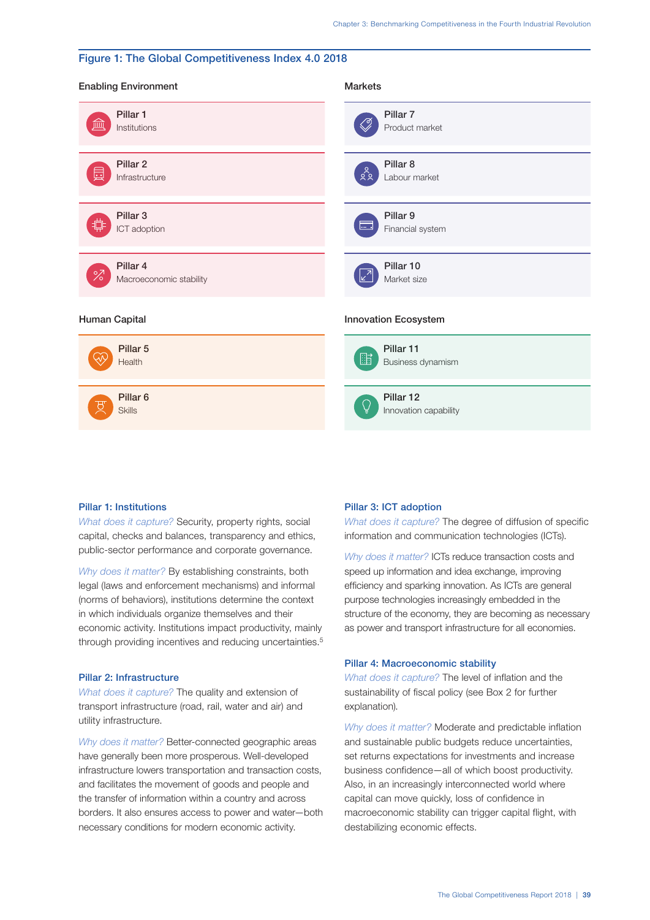## Figure 1: The Global Competitiveness Index 4.0 2018

**Enabling Environment**

- **Pillar 1** Institutions
- **Pillar 2** Infrastructure
- **Pillar 3** ICT adoption
- **Pillar 4** Macroeconomic stability

**Human Capital**

- **Pillar 5** Health
- **Pillar 6** Skills

**Markets**

- **Pillar 7** Product market
- **Pillar 8** Labour market
- **Pillar 9** Financial system
- **Pillar 10** Market size

**Innovation Ecosystem**

- **Pillar 11** Business dynamism
- **Pillar 12** Innovation capability

### Pillar 1: Institutions

*What does it capture?* Security, property rights, social capital, checks and balances, transparency and ethics, public-sector performance and corporate governance.

*Why does it matter?* By establishing constraints, both legal (laws and enforcement mechanisms) and informal (norms of behaviors), institutions determine the context in which individuals organize themselves and their economic activity. Institutions impact productivity, mainly through providing incentives and reducing uncertainties.[5]

### Pillar 2: Infrastructure

*What does it capture?* The quality and extension of transport infrastructure (road, rail, water and air) and utility infrastructure.

*Why does it matter?* Better-connected geographic areas have generally been more prosperous. Well-developed infrastructure lowers transportation and transaction costs, and facilitates the movement of goods and people and the transfer of information within a country and across borders. It also ensures access to power and water—both necessary conditions for modern economic activity.

### Pillar 3: ICT adoption

*What does it capture?* The degree of diffusion of specific information and communication technologies (ICTs).

*Why does it matter?* ICTs reduce transaction costs and speed up information and idea exchange, improving efficiency and sparking innovation. As ICTs are general purpose technologies increasingly embedded in the structure of the economy, they are becoming as necessary as power and transport infrastructure for all economies.

### Pillar 4: Macroeconomic stability

*What does it capture?* The level of inflation and the sustainability of fiscal policy (see Box 2 for further explanation).

*Why does it matter?* Moderate and predictable inflation and sustainable public budgets reduce uncertainties, set returns expectations for investments and increase business confidence—all of which boost productivity. Also, in an increasingly interconnected world where capital can move quickly, loss of confidence in macroeconomic stability can trigger capital flight, with destabilizing economic effects.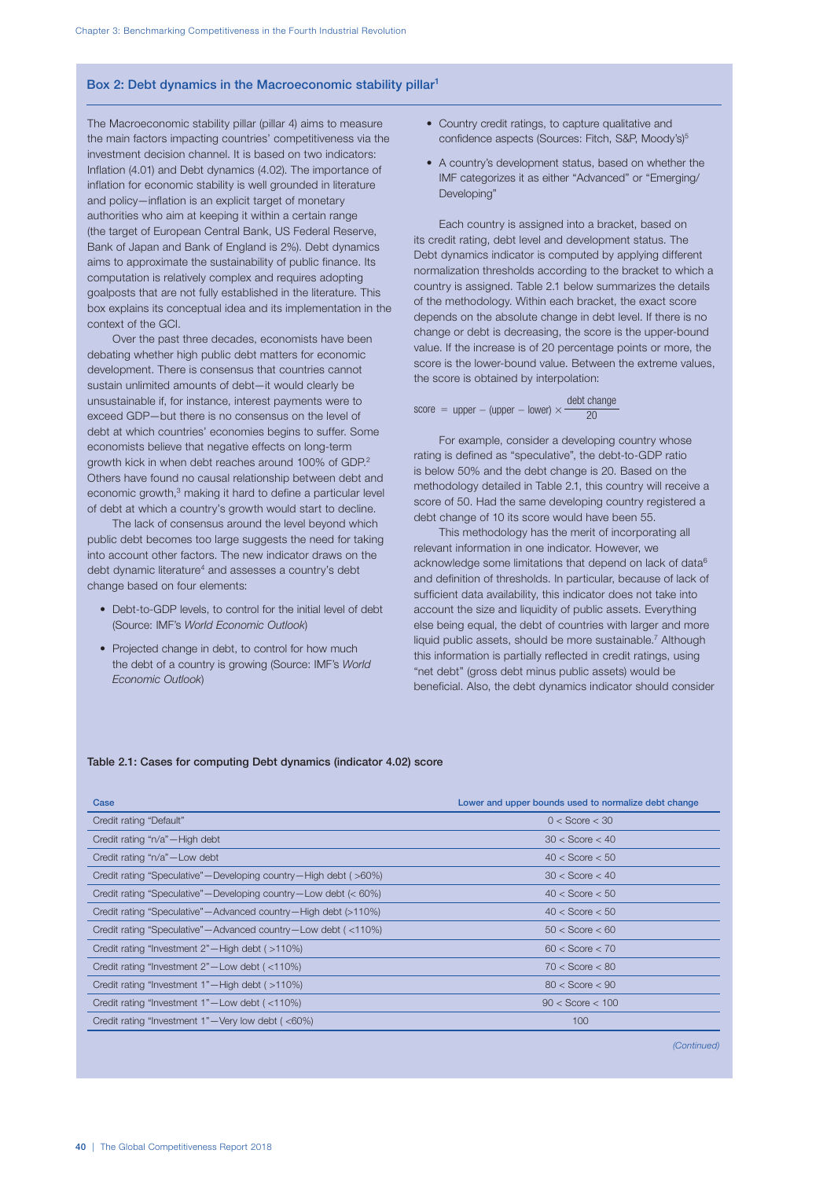## Box 2: Debt dynamics in the Macroeconomic stability pillar[1]

The Macroeconomic stability pillar (pillar 4) aims to measure the main factors impacting countries' competitiveness via the investment decision channel. It is based on two indicators: Inflation (4.01) and Debt dynamics (4.02). The importance of inflation for economic stability is well grounded in literature and policy—inflation is an explicit target of monetary authorities who aim at keeping it within a certain range (the target of European Central Bank, US Federal Reserve, Bank of Japan and Bank of England is 2%). Debt dynamics aims to approximate the sustainability of public finance. Its computation is relatively complex and requires adopting goalposts that are not fully established in the literature. This box explains its conceptual idea and its implementation in the context of the GCI.

Over the past three decades, economists have been debating whether high public debt matters for economic development. There is consensus that countries cannot sustain unlimited amounts of debt—it would clearly be unsustainable if, for instance, interest payments were to exceed GDP—but there is no consensus on the level of debt at which countries' economies begins to suffer. Some economists believe that negative effects on long-term growth kick in when debt reaches around 100% of GDP.[2] Others have found no causal relationship between debt and economic growth,[3] making it hard to define a particular level of debt at which a country's growth would start to decline.

The lack of consensus around the level beyond which public debt becomes too large suggests the need for taking into account other factors. The new indicator draws on the debt dynamic literature[4] and assesses a country's debt change based on four elements:

- Debt-to-GDP levels, to control for the initial level of debt (Source: IMF's *World Economic Outlook*)
- Projected change in debt, to control for how much the debt of a country is growing (Source: IMF's *World Economic Outlook*)
- Country credit ratings, to capture qualitative and confidence aspects (Sources: Fitch, S&P, Moody's)[5]
- A country's development status, based on whether the IMF categorizes it as either "Advanced" or "Emerging/ Developing"

Each country is assigned into a bracket, based on its credit rating, debt level and development status. The Debt dynamics indicator is computed by applying different normalization thresholds according to the bracket to which a country is assigned. Table 2.1 below summarizes the details of the methodology. Within each bracket, the exact score depends on the absolute change in debt level. If there is no change or debt is decreasing, the score is the upper-bound value. If the increase is of 20 percentage points or more, the score is the lower-bound value. Between the extreme values, the score is obtained by interpolation:

$$\text{score} = \text{upper} - (\text{upper} - \text{lower}) \times \frac{\text{debt change}}{20}$$

For example, consider a developing country whose rating is defined as "speculative", the debt-to-GDP ratio is below 50% and the debt change is 20. Based on the methodology detailed in Table 2.1, this country will receive a score of 50. Had the same developing country registered a debt change of 10 its score would have been 55.

This methodology has the merit of incorporating all relevant information in one indicator. However, we acknowledge some limitations that depend on lack of data[6] and definition of thresholds. In particular, because of lack of sufficient data availability, this indicator does not take into account the size and liquidity of public assets. Everything else being equal, the debt of countries with larger and more liquid public assets, should be more sustainable.[7] Although this information is partially reflected in credit ratings, using "net debt" (gross debt minus public assets) would be beneficial. Also, the debt dynamics indicator should consider

**Table 2.1: Cases for computing Debt dynamics (indicator 4.02) score**

| Case | Lower and upper bounds used to normalize debt change |
|---|---|
| Credit rating "Default" | 0 < Score < 30 |
| Credit rating "n/a"—High debt | 30 < Score < 40 |
| Credit rating "n/a"—Low debt | 40 < Score < 50 |
| Credit rating "Speculative"—Developing country—High debt ( >60%) | 30 < Score < 40 |
| Credit rating "Speculative"—Developing country—Low debt (< 60%) | 40 < Score < 50 |
| Credit rating "Speculative"—Advanced country—High debt (>110%) | 40 < Score < 50 |
| Credit rating "Speculative"—Advanced country—Low debt ( <110%) | 50 < Score < 60 |
| Credit rating "Investment 2"—High debt ( >110%) | 60 < Score < 70 |
| Credit rating "Investment 2"—Low debt ( <110%) | 70 < Score < 80 |
| Credit rating "Investment 1"—High debt ( >110%) | 80 < Score < 90 |
| Credit rating "Investment 1"—Low debt ( <110%) | 90 < Score < 100 |
| Credit rating "Investment 1"—Very low debt ( <60%) | 100 |

*(Continued)*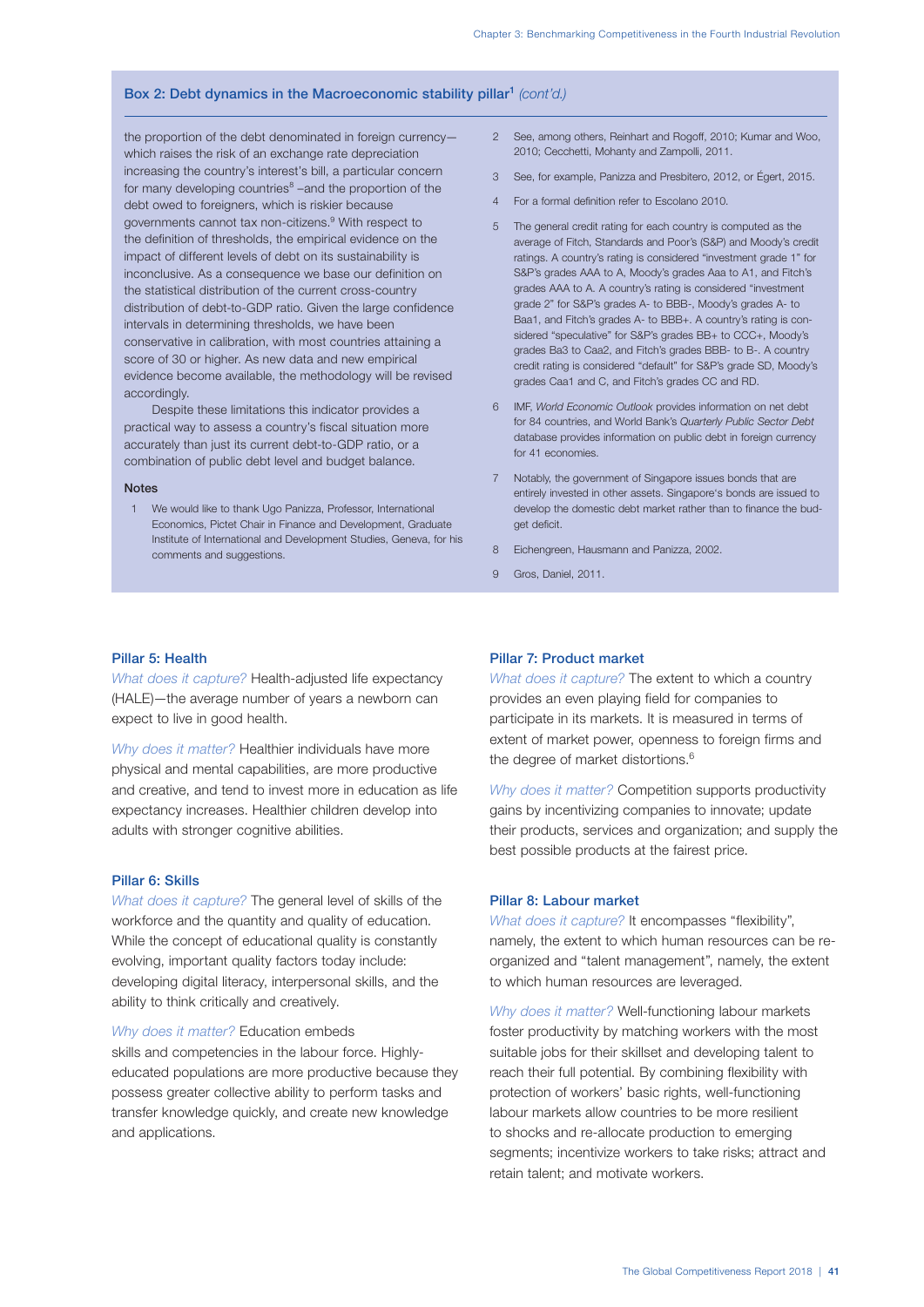### Box 2: Debt dynamics in the Macroeconomic stability pillar[1] *(cont'd.)*

the proportion of the debt denominated in foreign currency—which raises the risk of an exchange rate depreciation increasing the country's interest's bill, a particular concern for many developing countries[8] –and the proportion of the debt owed to foreigners, which is riskier because governments cannot tax non-citizens.[9] With respect to the definition of thresholds, the empirical evidence on the impact of different levels of debt on its sustainability is inconclusive. As a consequence we base our definition on the statistical distribution of the current cross-country distribution of debt-to-GDP ratio. Given the large confidence intervals in determining thresholds, we have been conservative in calibration, with most countries attaining a score of 30 or higher. As new data and new empirical evidence become available, the methodology will be revised accordingly.

Despite these limitations this indicator provides a practical way to assess a country's fiscal situation more accurately than just its current debt-to-GDP ratio, or a combination of public debt level and budget balance.

**Notes**

1. We would like to thank Ugo Panizza, Professor, International Economics, Pictet Chair in Finance and Development, Graduate Institute of International and Development Studies, Geneva, for his comments and suggestions.
2. See, among others, Reinhart and Rogoff, 2010; Kumar and Woo, 2010; Cecchetti, Mohanty and Zampolli, 2011.
3. See, for example, Panizza and Presbitero, 2012, or Égert, 2015.
4. For a formal definition refer to Escolano 2010.
5. The general credit rating for each country is computed as the average of Fitch, Standards and Poor's (S&P) and Moody's credit ratings. A country's rating is considered "investment grade 1" for S&P's grades AAA to A, Moody's grades Aaa to A1, and Fitch's grades AAA to A. A country's rating is considered "investment grade 2" for S&P's grades A- to BBB-, Moody's grades A- to Baa1, and Fitch's grades A- to BBB+. A country's rating is considered "speculative" for S&P's grades BB+ to CCC+, Moody's grades Ba3 to Caa2, and Fitch's grades BBB- to B-. A country credit rating is considered "default" for S&P's grade SD, Moody's grades Caa1 and C, and Fitch's grades CC and RD.
6. IMF, *World Economic Outlook* provides information on net debt for 84 countries, and World Bank's *Quarterly Public Sector Debt* database provides information on public debt in foreign currency for 41 economies.
7. Notably, the government of Singapore issues bonds that are entirely invested in other assets. Singapore's bonds are issued to develop the domestic debt market rather than to finance the budget deficit.
8. Eichengreen, Hausmann and Panizza, 2002.
9. Gros, Daniel, 2011.

### Pillar 5: Health

*What does it capture?* Health-adjusted life expectancy (HALE)—the average number of years a newborn can expect to live in good health.

*Why does it matter?* Healthier individuals have more physical and mental capabilities, are more productive and creative, and tend to invest more in education as life expectancy increases. Healthier children develop into adults with stronger cognitive abilities.

### Pillar 6: Skills

*What does it capture?* The general level of skills of the workforce and the quantity and quality of education. While the concept of educational quality is constantly evolving, important quality factors today include: developing digital literacy, interpersonal skills, and the ability to think critically and creatively.

*Why does it matter?* Education embeds skills and competencies in the labour force. Highly-educated populations are more productive because they possess greater collective ability to perform tasks and transfer knowledge quickly, and create new knowledge and applications.

### Pillar 7: Product market

*What does it capture?* The extent to which a country provides an even playing field for companies to participate in its markets. It is measured in terms of extent of market power, openness to foreign firms and the degree of market distortions.[6]

*Why does it matter?* Competition supports productivity gains by incentivizing companies to innovate; update their products, services and organization; and supply the best possible products at the fairest price.

### Pillar 8: Labour market

*What does it capture?* It encompasses "flexibility", namely, the extent to which human resources can be re-organized and "talent management", namely, the extent to which human resources are leveraged.

*Why does it matter?* Well-functioning labour markets foster productivity by matching workers with the most suitable jobs for their skillset and developing talent to reach their full potential. By combining flexibility with protection of workers' basic rights, well-functioning labour markets allow countries to be more resilient to shocks and re-allocate production to emerging segments; incentivize workers to take risks; attract and retain talent; and motivate workers.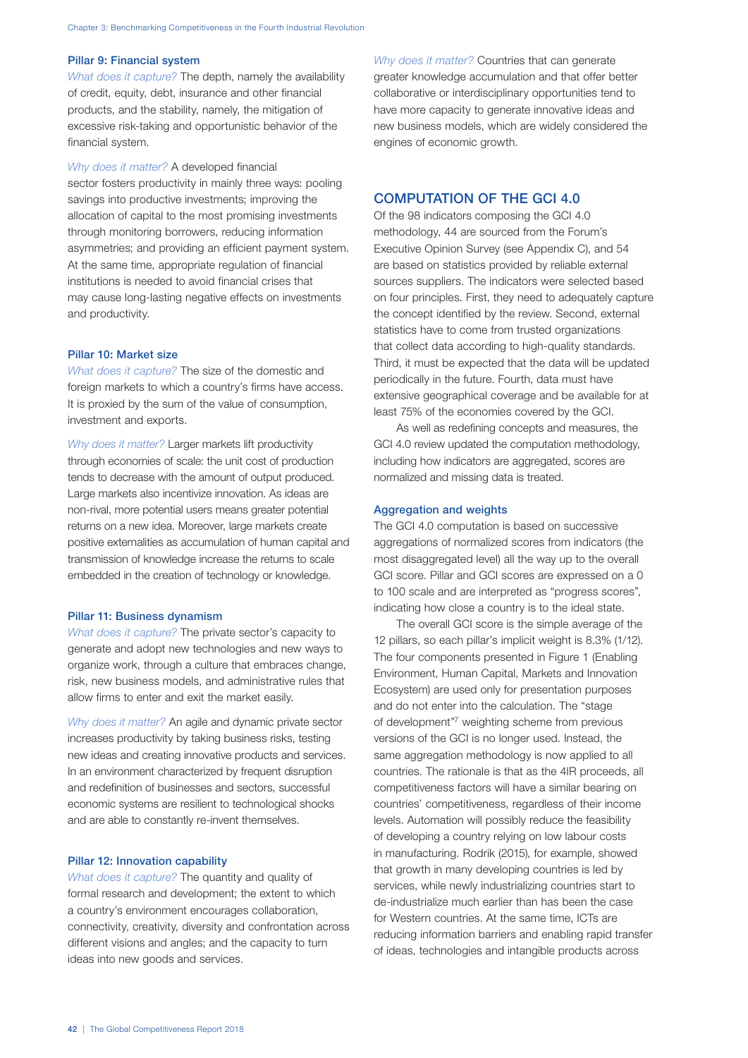### Pillar 9: Financial system

*What does it capture?* The depth, namely the availability of credit, equity, debt, insurance and other financial products, and the stability, namely, the mitigation of excessive risk-taking and opportunistic behavior of the financial system.

*Why does it matter?* A developed financial sector fosters productivity in mainly three ways: pooling savings into productive investments; improving the allocation of capital to the most promising investments through monitoring borrowers, reducing information asymmetries; and providing an efficient payment system. At the same time, appropriate regulation of financial institutions is needed to avoid financial crises that may cause long-lasting negative effects on investments and productivity.

### Pillar 10: Market size

*What does it capture?* The size of the domestic and foreign markets to which a country's firms have access. It is proxied by the sum of the value of consumption, investment and exports.

*Why does it matter?* Larger markets lift productivity through economies of scale: the unit cost of production tends to decrease with the amount of output produced. Large markets also incentivize innovation. As ideas are non-rival, more potential users means greater potential returns on a new idea. Moreover, large markets create positive externalities as accumulation of human capital and transmission of knowledge increase the returns to scale embedded in the creation of technology or knowledge.

### Pillar 11: Business dynamism

*What does it capture?* The private sector's capacity to generate and adopt new technologies and new ways to organize work, through a culture that embraces change, risk, new business models, and administrative rules that allow firms to enter and exit the market easily.

*Why does it matter?* An agile and dynamic private sector increases productivity by taking business risks, testing new ideas and creating innovative products and services. In an environment characterized by frequent disruption and redefinition of businesses and sectors, successful economic systems are resilient to technological shocks and are able to constantly re-invent themselves.

### Pillar 12: Innovation capability

*What does it capture?* The quantity and quality of formal research and development; the extent to which a country's environment encourages collaboration, connectivity, creativity, diversity and confrontation across different visions and angles; and the capacity to turn ideas into new goods and services.

*Why does it matter?* Countries that can generate greater knowledge accumulation and that offer better collaborative or interdisciplinary opportunities tend to have more capacity to generate innovative ideas and new business models, which are widely considered the engines of economic growth.

## COMPUTATION OF THE GCI 4.0

Of the 98 indicators composing the GCI 4.0 methodology, 44 are sourced from the Forum's Executive Opinion Survey (see Appendix C), and 54 are based on statistics provided by reliable external sources suppliers. The indicators were selected based on four principles. First, they need to adequately capture the concept identified by the review. Second, external statistics have to come from trusted organizations that collect data according to high-quality standards. Third, it must be expected that the data will be updated periodically in the future. Fourth, data must have extensive geographical coverage and be available for at least 75% of the economies covered by the GCI.

As well as redefining concepts and measures, the GCI 4.0 review updated the computation methodology, including how indicators are aggregated, scores are normalized and missing data is treated.

### Aggregation and weights

The GCI 4.0 computation is based on successive aggregations of normalized scores from indicators (the most disaggregated level) all the way up to the overall GCI score. Pillar and GCI scores are expressed on a 0 to 100 scale and are interpreted as "progress scores", indicating how close a country is to the ideal state.

The overall GCI score is the simple average of the 12 pillars, so each pillar's implicit weight is 8.3% (1/12). The four components presented in Figure 1 (Enabling Environment, Human Capital, Markets and Innovation Ecosystem) are used only for presentation purposes and do not enter into the calculation. The "stage of development"[7] weighting scheme from previous versions of the GCI is no longer used. Instead, the same aggregation methodology is now applied to all countries. The rationale is that as the 4IR proceeds, all competitiveness factors will have a similar bearing on countries' competitiveness, regardless of their income levels. Automation will possibly reduce the feasibility of developing a country relying on low labour costs in manufacturing. Rodrik (2015), for example, showed that growth in many developing countries is led by services, while newly industrializing countries start to de-industrialize much earlier than has been the case for Western countries. At the same time, ICTs are reducing information barriers and enabling rapid transfer of ideas, technologies and intangible products across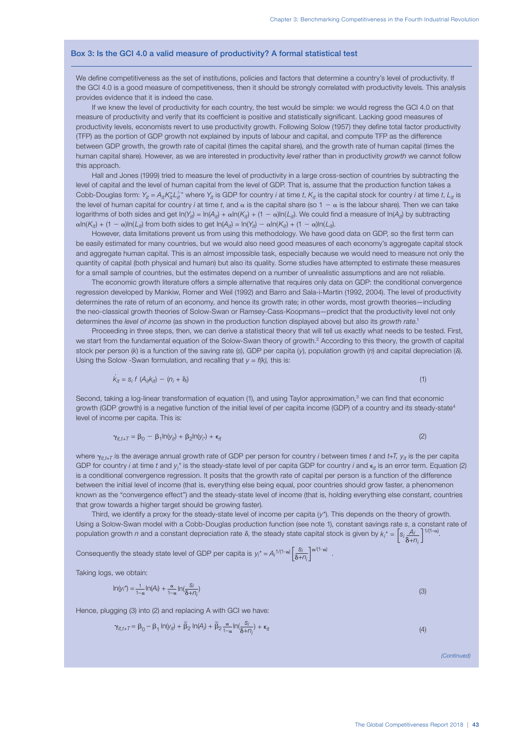### Box 3: Is the GCI 4.0 a valid measure of productivity? A formal statistical test

We define competitiveness as the set of institutions, policies and factors that determine a country's level of productivity. If the GCI 4.0 is a good measure of competitiveness, then it should be strongly correlated with productivity levels. This analysis provides evidence that it is indeed the case.

If we knew the level of productivity for each country, the test would be simple: we would regress the GCI 4.0 on that measure of productivity and verify that its coefficient is positive and statistically significant. Lacking good measures of productivity levels, economists revert to use productivity growth. Following Solow (1957) they define total factor productivity (TFP) as the portion of GDP growth not explained by inputs of labour and capital, and compute TFP as the difference between GDP growth, the growth rate of capital (times the capital share), and the growth rate of human capital (times the human capital share). However, as we are interested in productivity *level* rather than in productivity *growth* we cannot follow this approach.

Hall and Jones (1999) tried to measure the level of productivity in a large cross-section of countries by subtracting the level of capital and the level of human capital from the level of GDP. That is, assume that the production function takes a Cobb-Douglas form: $Y_{it} = A_{it}K_{it}^{\alpha}L_{it}^{1-\alpha}$ where $Y_{it}$ is GDP for country $i$ at time $t$, $K_{it}$ is the capital stock for country $i$ at time $t$, $L_{it}$ is the level of human capital for country $i$ at time $t$, and $\alpha$ is the capital share (so $1 - \alpha$ is the labour share). Then we can take logarithms of both sides and get $\ln(Y_{it}) = \ln(A_{it}) + \alpha\ln(K_{it}) + (1 - \alpha)\ln(L_{it})$. We could find a measure of $\ln(A_{it})$ by subtracting $\alpha\ln(K_{it}) + (1 - \alpha)\ln(L_{it})$ from both sides to get $\ln(A_{it}) = \ln(Y_{it}) - \alpha\ln(K_{it}) + (1 - \alpha)\ln(L_{it})$.

However, data limitations prevent us from using this methodology. We have good data on GDP, so the first term can be easily estimated for many countries, but we would also need good measures of each economy's aggregate capital stock and aggregate human capital. This is an almost impossible task, especially because we would need to measure not only the quantity of capital (both physical and human) but also its quality. Some studies have attempted to estimate these measures for a small sample of countries, but the estimates depend on a number of unrealistic assumptions and are not reliable.

The economic growth literature offers a simple alternative that requires only data on GDP: the conditional convergence regression developed by Mankiw, Romer and Weil (1992) and Barro and Sala-i-Martin (1992, 2004). The level of productivity determines the rate of return of an economy, and hence its growth rate; in other words, most growth theories—including the neo-classical growth theories of Solow-Swan or Ramsey-Cass-Koopmans—predict that the productivity level not only determines the *level of income* (as shown in the production function displayed above) but also its *growth rate*.[1]

Proceeding in three steps, then, we can derive a statistical theory that will tell us exactly what needs to be tested. First, we start from the fundamental equation of the Solow-Swan theory of growth.[2] According to this theory, the growth of capital stock per person ($k$) is a function of the saving rate ($s$), GDP per capita ($y$), population growth ($n$) and capital depreciation ($\delta$). Using the Solow -Swan formulation, and recalling that $y = f(k)$, this is:

$$\dot{k}_{it} = s_i\, f\,(A_{it}k_{it}) - (n_i + \delta_i) \tag{1}$$

Second, taking a log-linear transformation of equation (1), and using Taylor approximation,[3] we can find that economic growth (GDP growth) is a negative function of the initial level of per capita income (GDP) of a country and its steady-state[4] level of income per capita. This is:

$$\gamma_{it,t+T} = \beta_0 - \beta_1\ln(y_{it}) + \beta_2\ln(y_{i^*}) + \epsilon_{it} \tag{2}$$

where $\gamma_{it,t+T}$ is the average annual growth rate of GDP per person for country $i$ between times $t$ and $t$+$T$, $y_{it}$ is the per capita GDP for country $i$ at time $t$ and $y_i^*$ is the steady-state level of per capita GDP for country $i$ and $\epsilon_{it}$ is an error term. Equation (2) is a conditional convergence regression. It posits that the growth rate of capital per person is a function of the difference between the initial level of income (that is, everything else being equal, poor countries should grow faster, a phenomenon known as the "convergence effect") and the steady-state level of income (that is, holding everything else constant, countries that grow towards a higher target should be growing faster).

Third, we identify a proxy for the steady-state level of income per capita ($y^*$). This depends on the theory of growth. Using a Solow-Swan model with a Cobb-Douglas production function (see note 1), constant savings rate $s$, a constant rate of population growth $n$ and a constant depreciation rate $\delta$, the steady state capital stock is given by $k_i^* = \left[s_i \frac{A_i}{\delta + n_i}\right]^{1/(1-\alpha)}$.

Consequently the steady state level of GDP per capita is $y_i^* = A_i^{1/(1-\alpha)}\left[\frac{s_i}{\delta + n_i}\right]^{\alpha/(1-\alpha)}$.

Taking logs, we obtain:

$$\ln(y_i^*) = \frac{1}{1-\alpha}\ln(A_i) + \frac{\alpha}{1-\alpha}\ln\left(\frac{s_i}{\delta + n_i}\right) \tag{3}$$

Hence, plugging (3) into (2) and replacing A with GCI we have:

$$\gamma_{it,t+T} = \beta_0 - \beta_1\ln(y_{it}) + \tilde{\beta}_2\ln(A_i) + \tilde{\beta}_2\frac{\alpha}{1-\alpha}\ln\left(\frac{s_i}{\delta + n_i}\right) + \epsilon_{it} \tag{4}$$

*(Continued)*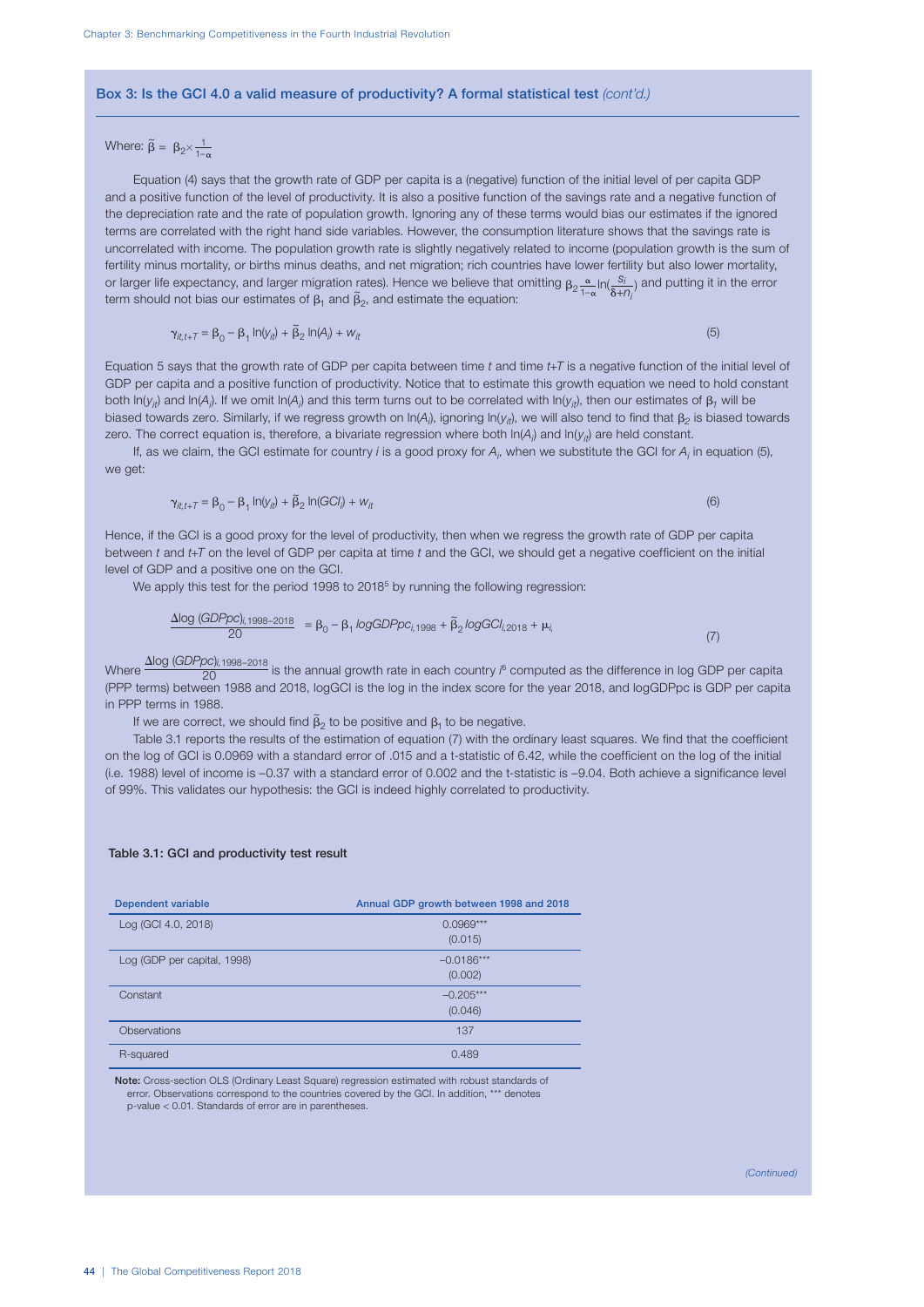### Box 3: Is the GCI 4.0 a valid measure of productivity? A formal statistical test *(cont'd.)*

Where: $\tilde{\beta} = \beta_2 \times \frac{1}{1-\alpha}$

Equation (4) says that the growth rate of GDP per capita is a (negative) function of the initial level of per capita GDP and a positive function of the level of productivity. It is also a positive function of the savings rate and a negative function of the depreciation rate and the rate of population growth. Ignoring any of these terms would bias our estimates if the ignored terms are correlated with the right hand side variables. However, the consumption literature shows that the savings rate is uncorrelated with income. The population growth rate is slightly negatively related to income (population growth is the sum of fertility minus mortality, or births minus deaths, and net migration; rich countries have lower fertility but also lower mortality, or larger life expectancy, and larger migration rates). Hence we believe that omitting $\beta_2 \frac{\alpha}{1-\alpha} \ln(\frac{s_i}{\delta + n_i})$ and putting it in the error term should not bias our estimates of $\beta_1$ and $\tilde{\beta}_2$, and estimate the equation:

$$\gamma_{it,t+T} = \beta_0 - \beta_1 \ln(y_{it}) + \tilde{\beta}_2 \ln(A_i) + w_{it} \tag{5}$$

Equation 5 says that the growth rate of GDP per capita between time $t$ and time $t$+$T$ is a negative function of the initial level of GDP per capita and a positive function of productivity. Notice that to estimate this growth equation we need to hold constant both $\ln(y_{it})$ and $\ln(A_i)$. If we omit $\ln(A_i)$ and this term turns out to be correlated with $\ln(y_{it})$, then our estimates of $\beta_1$ will be biased towards zero. Similarly, if we regress growth on $\ln(A_i)$, ignoring $\ln(y_{it})$, we will also tend to find that $\beta_2$ is biased towards zero. The correct equation is, therefore, a bivariate regression where both $\ln(A_i)$ and $\ln(y_{it})$ are held constant.

If, as we claim, the GCI estimate for country $i$ is a good proxy for $A_i$, when we substitute the GCI for $A_i$ in equation (5), we get:

$$\gamma_{it,t+T} = \beta_0 - \beta_1 \ln(y_{it}) + \tilde{\beta}_2 \ln(GCI_i) + w_{it} \tag{6}$$

Hence, if the GCI is a good proxy for the level of productivity, then when we regress the growth rate of GDP per capita between $t$ and $t$+$T$ on the level of GDP per capita at time $t$ and the GCI, we should get a negative coefficient on the initial level of GDP and a positive one on the GCI.

We apply this test for the period 1998 to 2018[5] by running the following regression:

$$\frac{\Delta \log (GDPpc)_{i,1998-2018}}{20} = \beta_0 - \beta_1 \, logGDPpc_{i,1998} + \tilde{\beta}_2 \, logGCI_{i,2018} + \mu_i \tag{7}$$

Where $\frac{\Delta \log (GDPpc)_{i,1998-2018}}{20}$ is the annual growth rate in each country $i$[6] computed as the difference in log GDP per capita (PPP terms) between 1988 and 2018, logGCI is the log in the index score for the year 2018, and logGDPpc is GDP per capita in PPP terms in 1988.

If we are correct, we should find $\tilde{\beta}_2$ to be positive and $\beta_1$ to be negative.

Table 3.1 reports the results of the estimation of equation (7) with the ordinary least squares. We find that the coefficient on the log of GCI is 0.0969 with a standard error of .015 and a t-statistic of 6.42, while the coefficient on the log of the initial (i.e. 1988) level of income is –0.37 with a standard error of 0.002 and the t-statistic is –9.04. Both achieve a significance level of 99%. This validates our hypothesis: the GCI is indeed highly correlated to productivity.

**Table 3.1: GCI and productivity test result**

| Dependent variable | Annual GDP growth between 1998 and 2018 |
|---|---|
| Log (GCI 4.0, 2018) | 0.0969*** (0.015) |
| Log (GDP per capital, 1998) | –0.0186*** (0.002) |
| Constant | –0.205*** (0.046) |
| Observations | 137 |
| R-squared | 0.489 |

**Note:** Cross-section OLS (Ordinary Least Square) regression estimated with robust standards of error. Observations correspond to the countries covered by the GCI. In addition, *** denotes p-value < 0.01. Standards of error are in parentheses.

*(Continued)*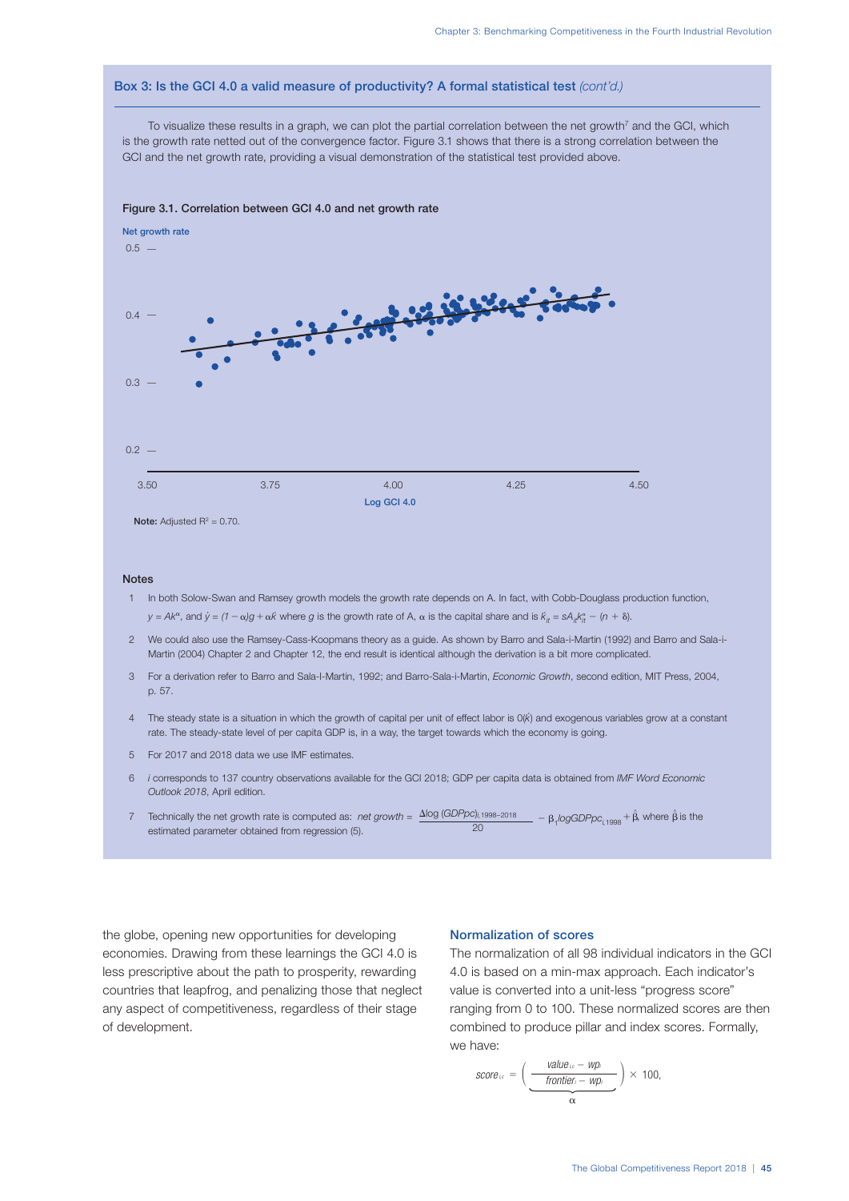### Box 3: Is the GCI 4.0 a valid measure of productivity? A formal statistical test *(cont'd.)*

To visualize these results in a graph, we can plot the partial correlation between the net growth[7] and the GCI, which is the growth rate netted out of the convergence factor. Figure 3.1 shows that there is a strong correlation between the GCI and the net growth rate, providing a visual demonstration of the statistical test provided above.

**Figure 3.1. Correlation between GCI 4.0 and net growth rate**

**Note:** Adjusted $R^2$ = 0.70.

#### Notes

1. In both Solow-Swan and Ramsey growth models the growth rate depends on A. In fact, with Cobb-Douglass production function, $y = Ak^{\alpha}$, and $\dot{y} = (1-\alpha)g + \alpha\dot{k}$ where $g$ is the growth rate of A, $\alpha$ is the capital share and is $\dot{k}_{it} = sA_{it}k_{it}^{\alpha} - (n + \delta)$.
2. We could also use the Ramsey-Cass-Koopmans theory as a guide. As shown by Barro and Sala-i-Martin (1992) and Barro and Sala-i-Martin (2004) Chapter 2 and Chapter 12, the end result is identical although the derivation is a bit more complicated.
3. For a derivation refer to Barro and Sala-I-Martin, 1992; and Barro-Sala-i-Martin, *Economic Growth*, second edition, MIT Press, 2004, p. 57.
4. The steady state is a situation in which the growth of capital per unit of effect labor is $0(\dot{k})$ and exogenous variables grow at a constant rate. The steady-state level of per capita GDP is, in a way, the target towards which the economy is going.
5. For 2017 and 2018 data we use IMF estimates.
6. *i* corresponds to 137 country observations available for the GCI 2018; GDP per capita data is obtained from *IMF Word Economic Outlook 2018*, April edition.
7. Technically the net growth rate is computed as: *net growth* = $\frac{\Delta \log (GDPpc)_{i,1998-2018}}{20} - \beta_1 logGDPpc_{i,1998} + \hat{\beta}$, where $\hat{\beta}$ is the estimated parameter obtained from regression (5).

the globe, opening new opportunities for developing economies. Drawing from these learnings the GCI 4.0 is less prescriptive about the path to prosperity, rewarding countries that leapfrog, and penalizing those that neglect any aspect of competitiveness, regardless of their stage of development.

### Normalization of scores

The normalization of all 98 individual indicators in the GCI 4.0 is based on a min-max approach. Each indicator's value is converted into a unit-less "progress score" ranging from 0 to 100. These normalized scores are then combined to produce pillar and index scores. Formally, we have:

$$score_{i,c} = \Bigg( \underbrace{\frac{value_{i,c} - wp_i}{frontier_i - wp_i}}_{\alpha} \Bigg) \times 100,$$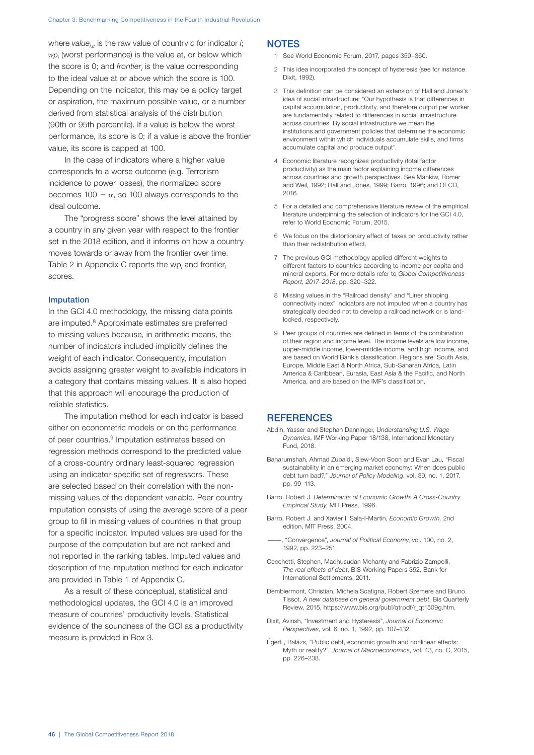where $value_{i,c}$ is the raw value of country $c$ for indicator $i$; $wp_i$ (worst performance) is the value at, or below which the score is 0; and $frontier_i$ is the value corresponding to the ideal value at or above which the score is 100. Depending on the indicator, this may be a policy target or aspiration, the maximum possible value, or a number derived from statistical analysis of the distribution (90th or 95th percentile). If a value is below the worst performance, its score is 0; if a value is above the frontier value, its score is capped at 100.

In the case of indicators where a higher value corresponds to a worse outcome (e.g. Terrorism incidence to power losses), the normalized score becomes $100 - \alpha$, so 100 always corresponds to the ideal outcome.

The "progress score" shows the level attained by a country in any given year with respect to the frontier set in the 2018 edition, and it informs on how a country moves towards or away from the frontier over time. Table 2 in Appendix C reports the $wp_i$ and $frontier_i$ scores.

### Imputation

In the GCI 4.0 methodology, the missing data points are imputed.[8] Approximate estimates are preferred to missing values because, in arithmetic means, the number of indicators included implicitly defines the weight of each indicator. Consequently, imputation avoids assigning greater weight to available indicators in a category that contains missing values. It is also hoped that this approach will encourage the production of reliable statistics.

The imputation method for each indicator is based either on econometric models or on the performance of peer countries.[9] Imputation estimates based on regression methods correspond to the predicted value of a cross-country ordinary least-squared regression using an indicator-specific set of regressors. These are selected based on their correlation with the non-missing values of the dependent variable. Peer country imputation consists of using the average score of a peer group to fill in missing values of countries in that group for a specific indicator. Imputed values are used for the purpose of the computation but are not ranked and not reported in the ranking tables. Imputed values and description of the imputation method for each indicator are provided in Table 1 of Appendix C.

As a result of these conceptual, statistical and methodological updates, the GCI 4.0 is an improved measure of countries' productivity levels. Statistical evidence of the soundness of the GCI as a productivity measure is provided in Box 3.

## NOTES

1. See World Economic Forum, 2017, pages 359–360.
2. This idea incorporated the concept of hysteresis (see for instance Dixit, 1992).
3. This definition can be considered an extension of Hall and Jones's idea of social infrastructure: "Our hypothesis is that differences in capital accumulation, productivity, and therefore output per worker are fundamentally related to differences in social infrastructure across countries. By social infrastructure we mean the institutions and government policies that determine the economic environment within which individuals accumulate skills, and firms accumulate capital and produce output".
4. Economic literature recognizes productivity (total factor productivity) as the main factor explaining income differences across countries and growth perspectives. See Mankiw, Romer and Weil, 1992; Hall and Jones, 1999; Barro, 1996; and OECD, 2016.
5. For a detailed and comprehensive literature review of the empirical literature underpinning the selection of indicators for the GCI 4.0, refer to World Economic Forum, 2015.
6. We focus on the distortionary effect of taxes on productivity rather than their redistribution effect.
7. The previous GCI methodology applied different weights to different factors to countries according to income per capita and mineral exports. For more details refer to *Global Competitiveness Report, 2017–2018*, pp. 320–322.
8. Missing values in the "Railroad density" and "Liner shipping connectivity index" indicators are not imputed when a country has strategically decided not to develop a railroad network or is land-locked, respectively.
9. Peer groups of countries are defined in terms of the combination of their region and income level. The income levels are low income, upper-middle income, lower-middle income, and high income, and are based on World Bank's classification. Regions are: South Asia, Europe, Middle East & North Africa, Sub-Saharan Africa, Latin America & Caribbean, Eurasia, East Asia & the Pacific, and North America, and are based on the IMF's classification.

## REFERENCES

Abdih, Yasser and Stephan Danninger, *Understanding U.S. Wage Dynamics*, IMF Working Paper 18/138, International Monetary Fund, 2018.

Baharumshah, Ahmad Zubaidi, Siew-Voon Soon and Evan Lau, "Fiscal sustainability in an emerging market economy: When does public debt turn bad?," *Journal of Policy Modeling*, vol. 39, no. 1, 2017, pp. 99–113.

Barro, Robert J. *Determinants of Economic Growth: A Cross-Country Empirical Study*, MIT Press, 1996.

Barro, Robert J. and Xavier I. Sala-I-Martin, *Economic Growth,* 2nd edition, MIT Press, 2004.

——, "Convergence", *Journal of Political Economy*, vol. 100, no. 2, 1992, pp. 223–251.

Cecchetti, Stephen, Madhusudan Mohanty and Fabrizio Zampolli, *The real effects of debt*, BIS Working Papers 352, Bank for International Settlements, 2011.

Dembiermont, Christian, Michela Scatigna, Robert Szemere and Bruno Tissot, *A new database on general government debt*, Bis Quarterly Review, 2015, https://www.bis.org/publ/qtrpdf/r_qt1509g.htm.

Dixit, Avinsh, "Investment and Hysteresis", *Journal of Economic Perspectives*, vol. 6, no. 1, 1992, pp. 107–132.

Égert , Balázs, "Public debt, economic growth and nonlinear effects: Myth or reality?", *Journal of Macroeconomics*, vol. 43, no. C, 2015, pp. 226–238.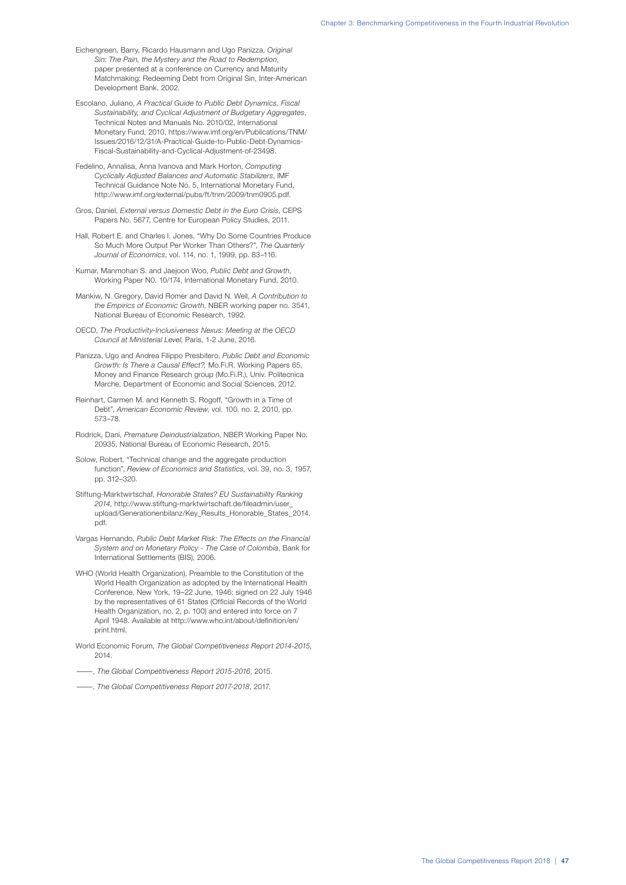Eichengreen, Barry, Ricardo Hausmann and Ugo Panizza, *Original Sin: The Pain, the Mystery and the Road to Redemption*, paper presented at a conference on Currency and Maturity Matchmaking: Redeeming Debt from Original Sin, Inter-American Development Bank, 2002.

Escolano, Juliano, *A Practical Guide to Public Debt Dynamics, Fiscal Sustainability, and Cyclical Adjustment of Budgetary Aggregates*, Technical Notes and Manuals No. 2010/02, International Monetary Fund, 2010, https://www.imf.org/en/Publications/TNM/Issues/2016/12/31/A-Practical-Guide-to-Public-Debt-Dynamics-Fiscal-Sustainability-and-Cyclical-Adjustment-of-23498.

Fedelino, Annalisa, Anna Ivanova and Mark Horton, *Computing Cyclically Adjusted Balances and Automatic Stabilizers*, IMF Technical Guidance Note No. 5, International Monetary Fund, http://www.imf.org/external/pubs/ft/tnm/2009/tnm0905.pdf.

Gros, Daniel, *External versus Domestic Debt in the Euro Crisis*, CEPS Papers No. 5677, Centre for European Policy Studies, 2011.

Hall, Robert E. and Charles I. Jones, "Why Do Some Countries Produce So Much More Output Per Worker Than Others?", *The Quarterly Journal of Economics*, vol. 114, no. 1, 1999, pp. 83–116.

Kumar, Manmohan S. and Jaejoon Woo, *Public Debt and Growth*, Working Paper N0. 10/174, International Monetary Fund, 2010.

Mankiw, N. Gregory, David Romer and David N. Weil, *A Contribution to the Empirics of Economic Growth*, NBER working paper no. 3541, National Bureau of Economic Research, 1992.

OECD, *The Productivity-Inclusiveness Nexus: Meeting at the OECD Council at Ministerial Level*, Paris, 1-2 June, 2016.

Panizza, Ugo and Andrea Filippo Presbitero, *Public Debt and Economic Growth: Is There a Causal Effect?*, Mo.Fi.R. Working Papers 65, Money and Finance Research group (Mo.Fi.R.), Univ. Politecnica Marche, Department of Economic and Social Sciences, 2012.

Reinhart, Carmen M. and Kenneth S. Rogoff, "Growth in a Time of Debt", *American Economic Review*, vol. 100, no. 2, 2010, pp. 573–78.

Rodrick, Dani, *Premature Deindustrialization*, NBER Working Paper No. 20935, National Bureau of Economic Research, 2015.

Solow, Robert, "Technical change and the aggregate production function", *Review of Economics and Statistics*, vol. 39, no. 3, 1957, pp. 312–320.

Stiftung-Marktwirtschaf, *Honorable States? EU Sustainability Ranking 2014*, http://www.stiftung-marktwirtschaft.de/fileadmin/user_upload/Generationenbilanz/Key_Results_Honorable_States_2014.pdf.

Vargas Hernando, *Public Debt Market Risk: The Effects on the Financial System and on Monetary Policy - The Case of Colombia*, Bank for International Settlements (BIS), 2006.

WHO (World Health Organization), Preamble to the Constitution of the World Health Organization as adopted by the International Health Conference, New York, 19–22 June, 1946; signed on 22 July 1946 by the representatives of 61 States (Official Records of the World Health Organization, no. 2, p. 100) and entered into force on 7 April 1948. Available at http://www.who.int/about/definition/en/print.html.

World Economic Forum, *The Global Competitiveness Report 2014-2015*, 2014.

——, *The Global Competitiveness Report 2015-2016*, 2015.

——, *The Global Competitiveness Report 2017-2018*, 2017.